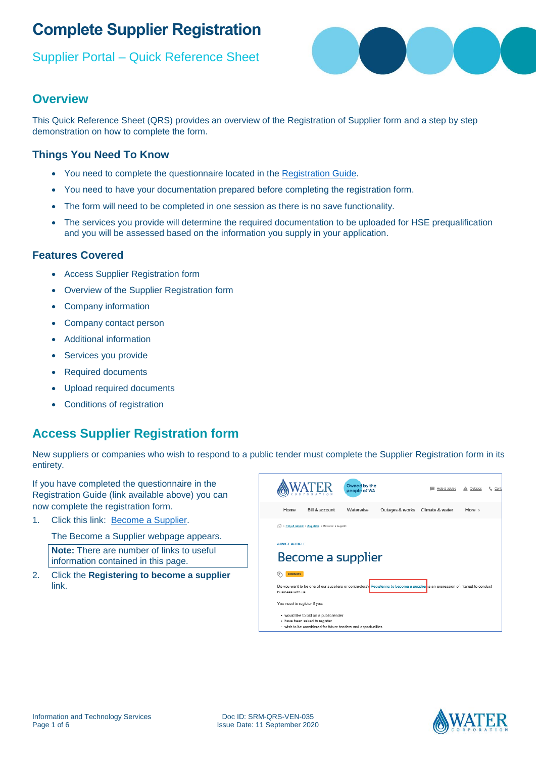# Complete Supplier Registration

## Supplier Portal – Quick Reference Sheet

## Overview

This Quick Reference Sheet (QRS) provides an overview of the Registration of Supplier form and a step by step demonstration on how to complete the form.

### Things You Need To Know

- You need to complete the questionnaire located in the Registration Guide.
- You need to have your documentation prepared before completing the registration form.
- The form will need to be completed in one session as there is no save functionality.
- The services you provide will determine the required documentation to be uploaded for HSE prequalification and you will be assessed based on the information you supply in your application.

### Features Covered

- Access Supplier Registration form
- Overview of the Supplier Registration form
- Company information
- Company contact person
- Additional information
- Services you provide
- Required documents
- Upload required documents
- Conditions of registration

## Access Supplier Registration form

New suppliers or companies who wish to respond to a public tender must complete the Supplier Registration form in its entirety.

If you have completed the questionnaire in the Registration Guide (link available above) you can now complete the registration form.

1. Click this link: Become a Supplier.

   The Become a Supplier webpage appears.

   **Note:** There are number of links to useful information contained in this page.

2. Click the **Registering to become a supplier** link.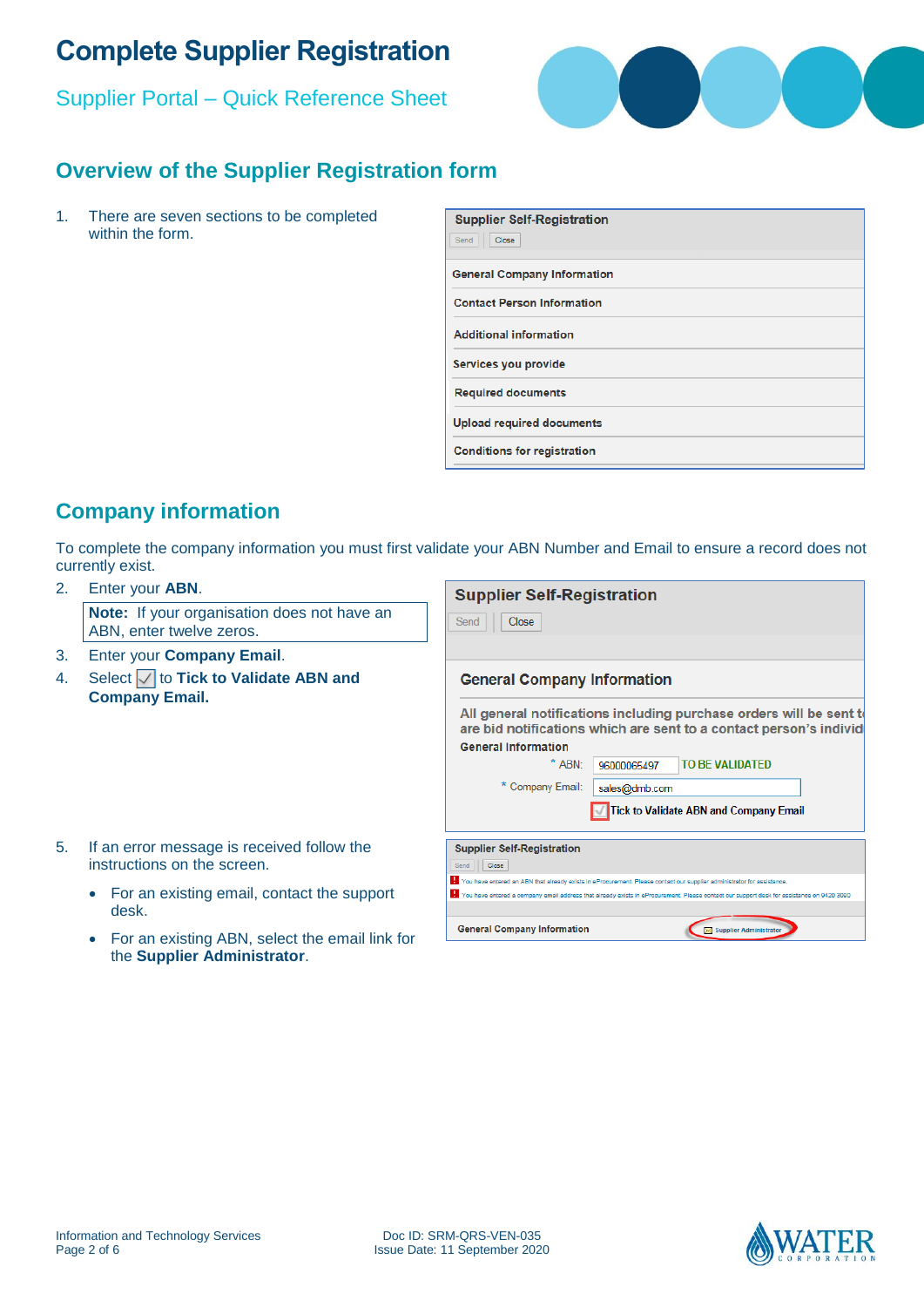# Complete Supplier Registration

Supplier Portal – Quick Reference Sheet

## Overview of the Supplier Registration form

1. There are seven sections to be completed within the form.

**Supplier Self-Registration**

Send | Close

- General Company Information
- Contact Person Information
- Additional information
- Services you provide
- Required documents
- Upload required documents
- Conditions for registration

## Company information

To complete the company information you must first validate your ABN Number and Email to ensure a record does not currently exist.

2. Enter your **ABN**.

   **Note:** If your organisation does not have an ABN, enter twelve zeros.

3. Enter your **Company Email**.
4. Select ☑ to **Tick to Validate ABN and Company Email.**

**Supplier Self-Registration**

Send | Close

**General Company Information**

All general notifications including purchase orders will be sent t are bid notifications which are sent to a contact person's individ

General Information

\* ABN: 96000065497 TO BE VALIDATED

\* Company Email: sales@dmb.com

☑ Tick to Validate ABN and Company Email

5. If an error message is received follow the instructions on the screen.
   - For an existing email, contact the support desk.
   - For an existing ABN, select the email link for the **Supplier Administrator**.

**Supplier Self-Registration**

Send | Close

You have entered an ABN that already exists in eProcurement. Please contact our supplier administrator for assistance.

You have entered a company email address that already exists in eProcurement. Please contact our support desk for assistance on 9420 3000

General Company Information — Supplier Administrator

Information and Technology Services

Doc ID: SRM-QRS-VEN-035
Issue Date: 11 September 2020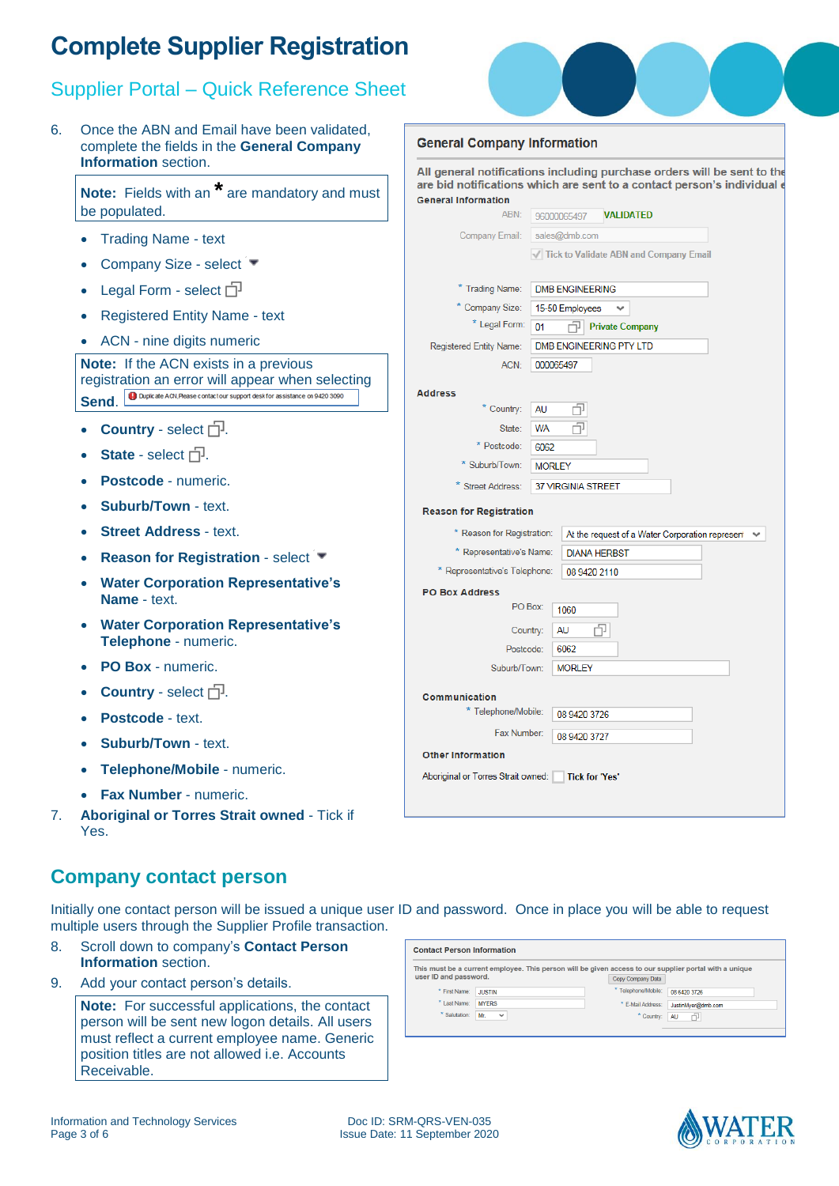# Complete Supplier Registration

## Supplier Portal – Quick Reference Sheet

6. Once the ABN and Email have been validated, complete the fields in the **General Company Information** section.

> **Note:** Fields with an * are mandatory and must be populated.

- Trading Name - text
- Company Size - select
- Legal Form - select
- Registered Entity Name - text
- ACN - nine digits numeric

> **Note:** If the ACN exists in a previous registration an error will appear when selecting **Send**. Duplicate ACN,Please contact our support desk for assistance on 9420 3090

- **Country** - select.
- **State** - select.
- **Postcode** - numeric.
- **Suburb/Town** - text.
- **Street Address** - text.
- **Reason for Registration** - select
- **Water Corporation Representative's Name** - text.
- **Water Corporation Representative's Telephone** - numeric.
- **PO Box** - numeric.
- **Country** - select.
- **Postcode** - text.
- **Suburb/Town** - text.
- **Telephone/Mobile** - numeric.
- **Fax Number** - numeric.

7. **Aboriginal or Torres Strait owned** - Tick if Yes.

**General Company Information**

All general notifications including purchase orders will be sent to the ... are bid notifications which are sent to a contact person's individual ...

**General Information**

| Field | Value |
|---|---|
| ABN: | 96000065497 VALIDATED |
| Company Email: | sales@dmb.com |
| | Tick to Validate ABN and Company Email |
| * Trading Name: | DMB ENGINEERING |
| * Company Size: | 15-50 Employees |
| * Legal Form: | 01 Private Company |
| Registered Entity Name: | DMB ENGINEERING PTY LTD |
| ACN: | 000065497 |

**Address**

| Field | Value |
|---|---|
| * Country: | AU |
| State: | WA |
| * Postcode: | 6062 |
| * Suburb/Town: | MORLEY |
| * Street Address: | 37 VIRGINIA STREET |

**Reason for Registration**

| Field | Value |
|---|---|
| * Reason for Registration: | At the request of a Water Corporation represent |
| * Representative's Name: | DIANA HERBST |
| * Representative's Telephone: | 08 9420 2110 |

**PO Box Address**

| Field | Value |
|---|---|
| PO Box: | 1060 |
| Country: | AU |
| Postcode: | 6062 |
| Suburb/Town: | MORLEY |

**Communication**

| Field | Value |
|---|---|
| * Telephone/Mobile: | 08 9420 3726 |
| Fax Number: | 08 9420 3727 |

**Other Information**

Aboriginal or Torres Strait owned: Tick for 'Yes'

## Company contact person

Initially one contact person will be issued a unique user ID and password. Once in place you will be able to request multiple users through the Supplier Profile transaction.

8. Scroll down to company's **Contact Person Information** section.
9. Add your contact person's details.

> **Note:** For successful applications, the contact person will be sent new logon details. All users must reflect a current employee name. Generic position titles are not allowed i.e. Accounts Receivable.

**Contact Person Information**

This must be a current employee. This person will be given access to our supplier portal with a unique user ID and password. Copy Company Data

| Field | Value | Field | Value |
|---|---|---|---|
| * First Name: | JUSTIN | * Telephone/Mobile: | 08 6420 3726 |
| * Last Name: | MYERS | * E-Mail Address: | JustinMyer@dmb.com |
| * Salutation: | Mr. | * Country: | AU |

Information and Technology Services
Doc ID: SRM-QRS-VEN-035
Issue Date: 11 September 2020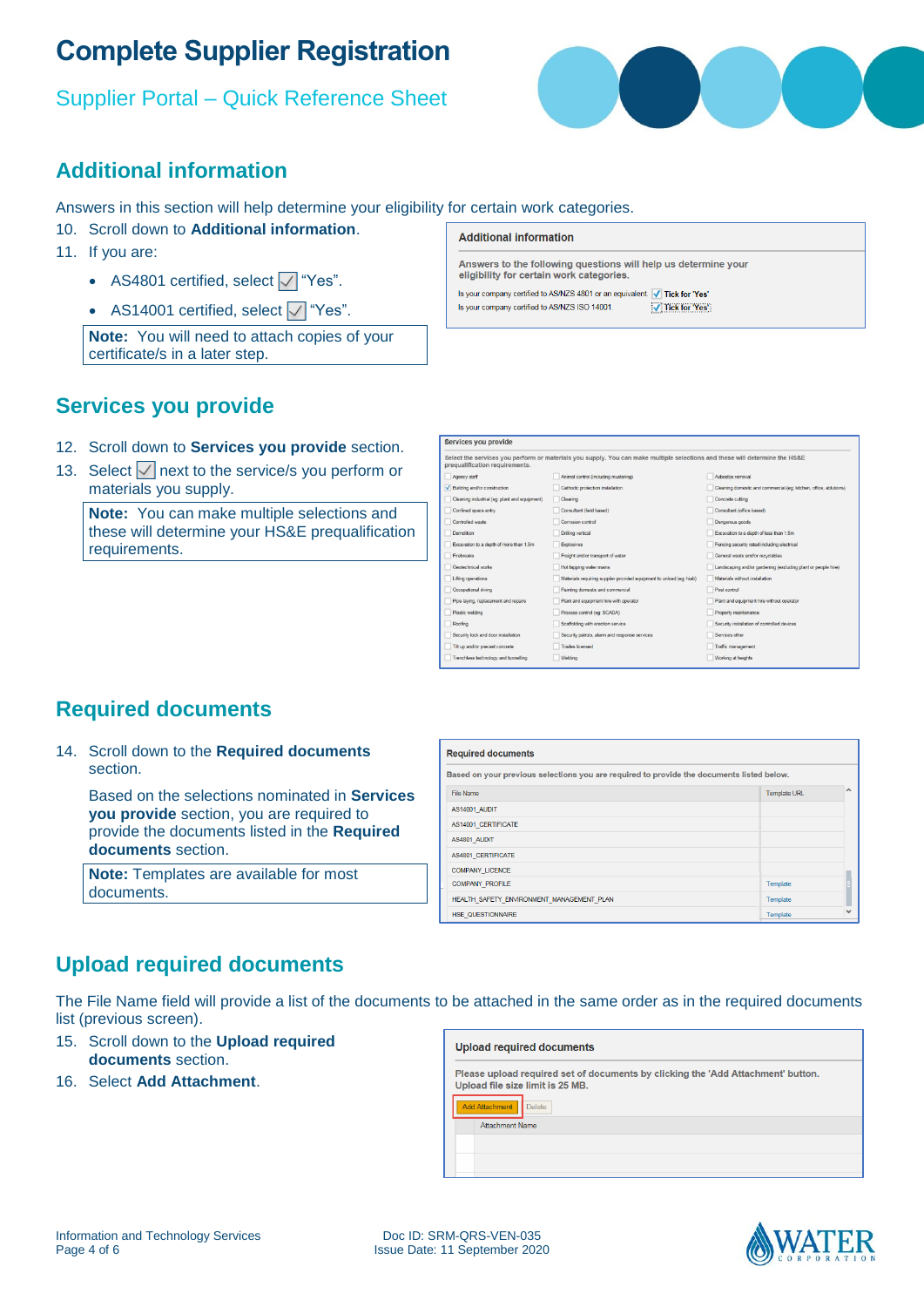# Complete Supplier Registration

Supplier Portal – Quick Reference Sheet

## Additional information

Answers in this section will help determine your eligibility for certain work categories.

10. Scroll down to **Additional information**.
11. If you are:
    - AS4801 certified, select ☑ "Yes".
    - AS14001 certified, select ☑ "Yes".

**Note:** You will need to attach copies of your certificate/s in a later step.

## Services you provide

12. Scroll down to **Services you provide** section.
13. Select ☑ next to the service/s you perform or materials you supply.

**Note:** You can make multiple selections and these will determine your HS&E prequalification requirements.

## Required documents

14. Scroll down to the **Required documents** section.

    Based on the selections nominated in **Services you provide** section, you are required to provide the documents listed in the **Required documents** section.

**Note:** Templates are available for most documents.

## Upload required documents

The File Name field will provide a list of the documents to be attached in the same order as in the required documents list (previous screen).

15. Scroll down to the **Upload required documents** section.
16. Select **Add Attachment**.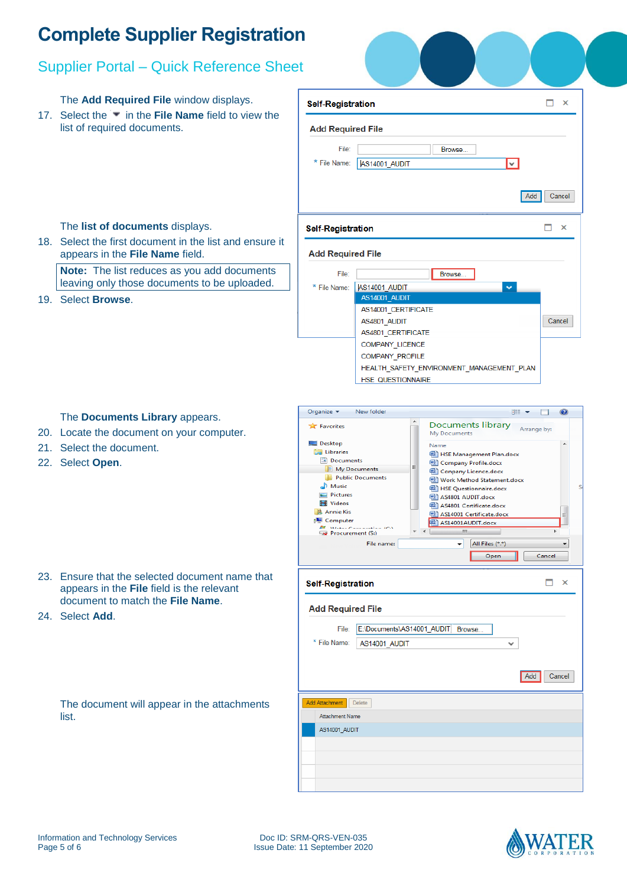# Complete Supplier Registration

## Supplier Portal – Quick Reference Sheet

The **Add Required File** window displays.

17. Select the ▼ in the **File Name** field to view the list of required documents.

The **list of documents** displays.

18. Select the first document in the list and ensure it appears in the **File Name** field.

**Note:** The list reduces as you add documents leaving only those documents to be uploaded.

19. Select **Browse**.

The **Documents Library** appears.

20. Locate the document on your computer.
21. Select the document.
22. Select **Open**.

23. Ensure that the selected document name that appears in the **File** field is the relevant document to match the **File Name**.
24. Select **Add**.

The document will appear in the attachments list.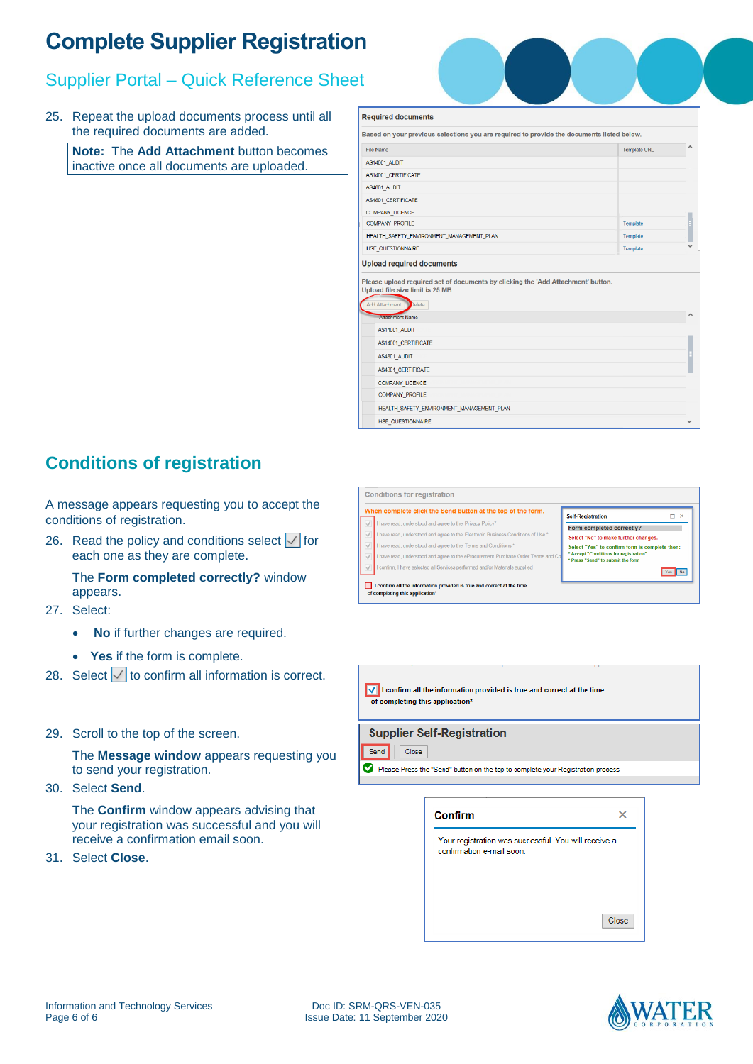# Complete Supplier Registration

## Supplier Portal – Quick Reference Sheet

25. Repeat the upload documents process until all the required documents are added.

**Note:** The **Add Attachment** button becomes inactive once all documents are uploaded.

## Conditions of registration

A message appears requesting you to accept the conditions of registration.

26. Read the policy and conditions select ☑ for each one as they are complete.

    The **Form completed correctly?** window appears.

27. Select:

    - **No** if further changes are required.
    - **Yes** if the form is complete.

28. Select ☑ to confirm all information is correct.

29. Scroll to the top of the screen.

    The **Message window** appears requesting you to send your registration.

30. Select **Send**.

    The **Confirm** window appears advising that your registration was successful and you will receive a confirmation email soon.

31. Select **Close**.

Information and Technology Services

Doc ID: SRM-QRS-VEN-035
Issue Date: 11 September 2020